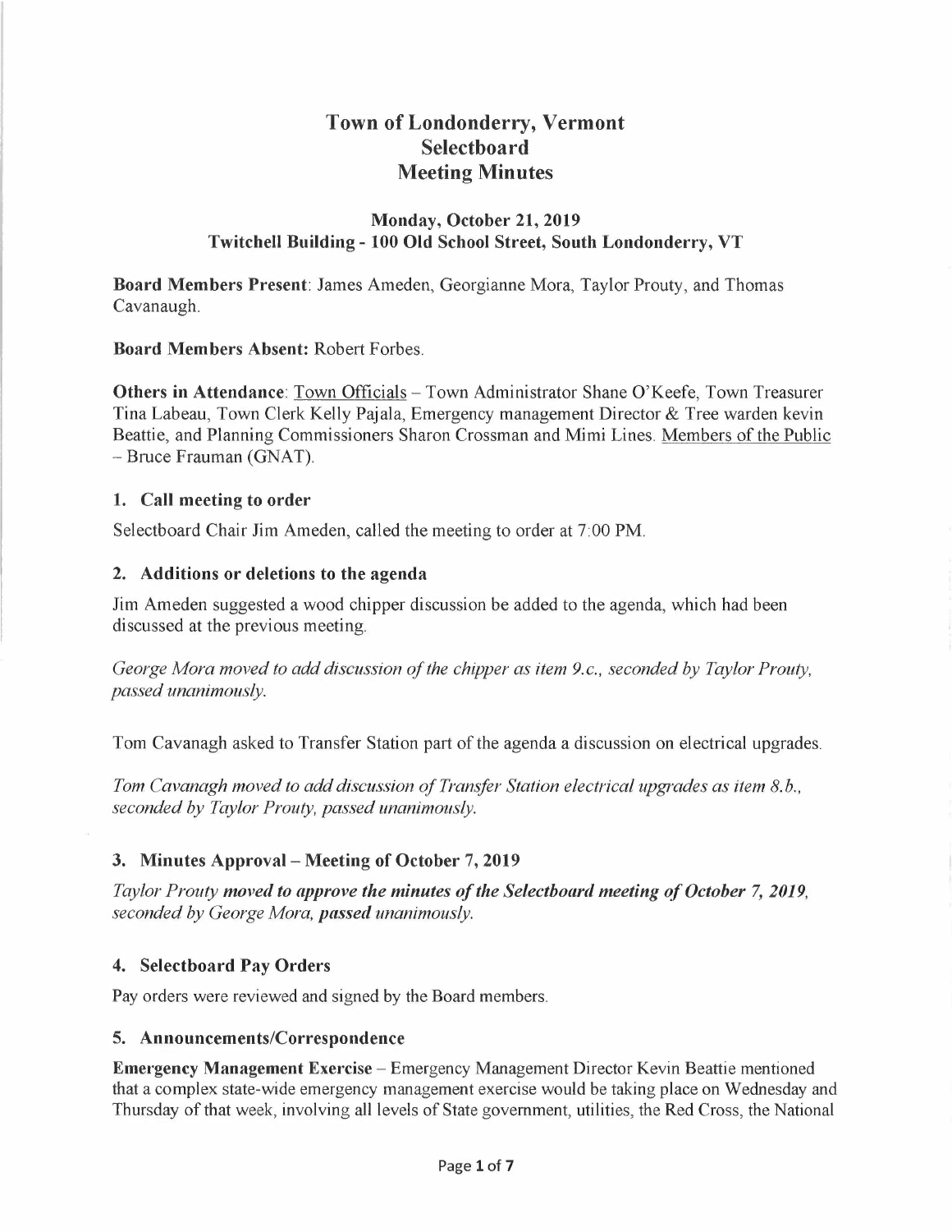# Town of Londonderry, Vermont
# Selectboard
# Meeting Minutes

### Monday, October 21, 2019
### Twitchell Building - 100 Old School Street, South Londonderry, VT

**Board Members Present**: James Ameden, Georgianne Mora, Taylor Prouty, and Thomas Cavanaugh.

**Board Members Absent:** Robert Forbes.

**Others in Attendance**: Town Officials – Town Administrator Shane O'Keefe, Town Treasurer Tina Labeau, Town Clerk Kelly Pajala, Emergency management Director & Tree warden kevin Beattie, and Planning Commissioners Sharon Crossman and Mimi Lines. Members of the Public – Bruce Frauman (GNAT).

## 1. Call meeting to order

Selectboard Chair Jim Ameden, called the meeting to order at 7:00 PM.

## 2. Additions or deletions to the agenda

Jim Ameden suggested a wood chipper discussion be added to the agenda, which had been discussed at the previous meeting.

*George Mora moved to add discussion of the chipper as item 9.c., seconded by Taylor Prouty, passed unanimously.*

Tom Cavanagh asked to Transfer Station part of the agenda a discussion on electrical upgrades.

*Tom Cavanagh moved to add discussion of Transfer Station electrical upgrades as item 8.b., seconded by Taylor Prouty, passed unanimously.*

## 3. Minutes Approval – Meeting of October 7, 2019

*Taylor Prouty* ***moved to approve the minutes of the Selectboard meeting of October 7, 2019****, seconded by George Mora,* ***passed*** *unanimously.*

## 4. Selectboard Pay Orders

Pay orders were reviewed and signed by the Board members.

## 5. Announcements/Correspondence

**Emergency Management Exercise** – Emergency Management Director Kevin Beattie mentioned that a complex state-wide emergency management exercise would be taking place on Wednesday and Thursday of that week, involving all levels of State government, utilities, the Red Cross, the National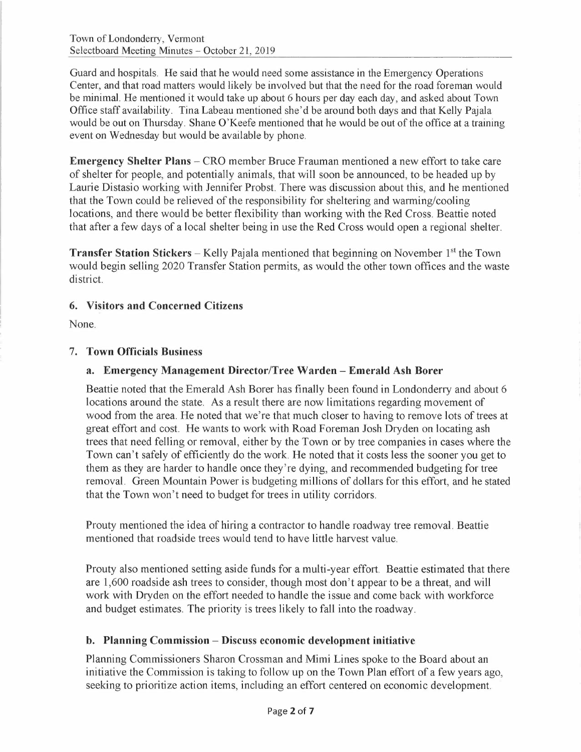Guard and hospitals. He said that he would need some assistance in the Emergency Operations Center, and that road matters would likely be involved but that the need for the road foreman would be minimal. He mentioned it would take up about 6 hours per day each day, and asked about Town Office staff availability. Tina Labeau mentioned she'd be around both days and that Kelly Pajala would be out on Thursday. Shane O'Keefe mentioned that he would be out of the office at a training event on Wednesday but would be available by phone.

**Emergency Shelter Plans** – CRO member Bruce Frauman mentioned a new effort to take care of shelter for people, and potentially animals, that will soon be announced, to be headed up by Laurie Distasio working with Jennifer Probst. There was discussion about this, and he mentioned that the Town could be relieved of the responsibility for sheltering and warming/cooling locations, and there would be better flexibility than working with the Red Cross. Beattie noted that after a few days of a local shelter being in use the Red Cross would open a regional shelter.

**Transfer Station Stickers** – Kelly Pajala mentioned that beginning on November 1st the Town would begin selling 2020 Transfer Station permits, as would the other town offices and the waste district.

### 6. Visitors and Concerned Citizens

None.

### 7. Town Officials Business

#### a. Emergency Management Director/Tree Warden – Emerald Ash Borer

Beattie noted that the Emerald Ash Borer has finally been found in Londonderry and about 6 locations around the state. As a result there are now limitations regarding movement of wood from the area. He noted that we're that much closer to having to remove lots of trees at great effort and cost. He wants to work with Road Foreman Josh Dryden on locating ash trees that need felling or removal, either by the Town or by tree companies in cases where the Town can't safely of efficiently do the work. He noted that it costs less the sooner you get to them as they are harder to handle once they're dying, and recommended budgeting for tree removal. Green Mountain Power is budgeting millions of dollars for this effort, and he stated that the Town won't need to budget for trees in utility corridors.

Prouty mentioned the idea of hiring a contractor to handle roadway tree removal. Beattie mentioned that roadside trees would tend to have little harvest value.

Prouty also mentioned setting aside funds for a multi-year effort. Beattie estimated that there are 1,600 roadside ash trees to consider, though most don't appear to be a threat, and will work with Dryden on the effort needed to handle the issue and come back with workforce and budget estimates. The priority is trees likely to fall into the roadway.

#### b. Planning Commission – Discuss economic development initiative

Planning Commissioners Sharon Crossman and Mimi Lines spoke to the Board about an initiative the Commission is taking to follow up on the Town Plan effort of a few years ago, seeking to prioritize action items, including an effort centered on economic development.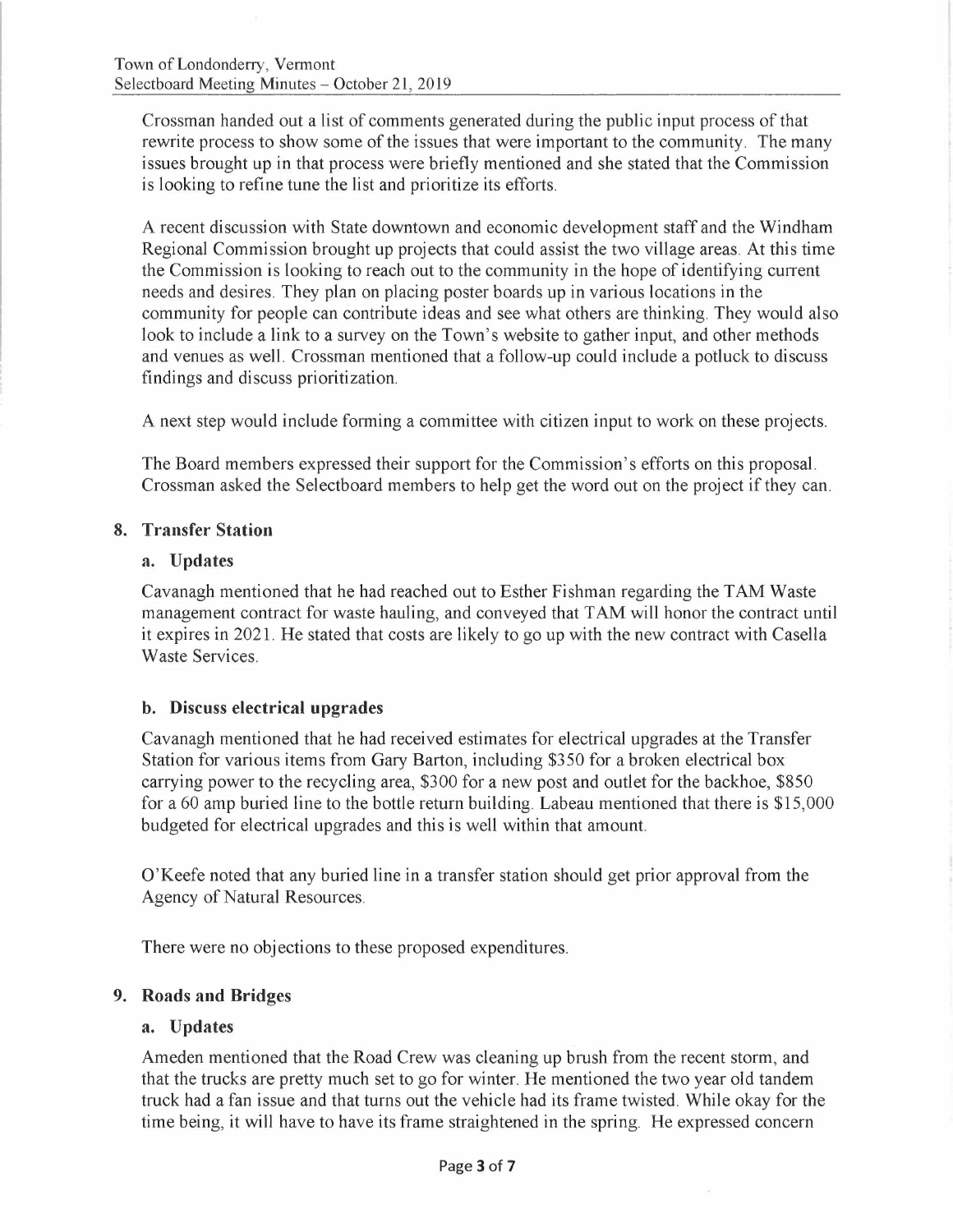Crossman handed out a list of comments generated during the public input process of that rewrite process to show some of the issues that were important to the community. The many issues brought up in that process were briefly mentioned and she stated that the Commission is looking to refine tune the list and prioritize its efforts.

A recent discussion with State downtown and economic development staff and the Windham Regional Commission brought up projects that could assist the two village areas. At this time the Commission is looking to reach out to the community in the hope of identifying current needs and desires. They plan on placing poster boards up in various locations in the community for people can contribute ideas and see what others are thinking. They would also look to include a link to a survey on the Town's website to gather input, and other methods and venues as well. Crossman mentioned that a follow-up could include a potluck to discuss findings and discuss prioritization.

A next step would include forming a committee with citizen input to work on these projects.

The Board members expressed their support for the Commission's efforts on this proposal. Crossman asked the Selectboard members to help get the word out on the project if they can.

## 8. Transfer Station

### a. Updates

Cavanagh mentioned that he had reached out to Esther Fishman regarding the TAM Waste management contract for waste hauling, and conveyed that TAM will honor the contract until it expires in 2021. He stated that costs are likely to go up with the new contract with Casella Waste Services.

### b. Discuss electrical upgrades

Cavanagh mentioned that he had received estimates for electrical upgrades at the Transfer Station for various items from Gary Barton, including $350 for a broken electrical box carrying power to the recycling area, $300 for a new post and outlet for the backhoe, $850 for a 60 amp buried line to the bottle return building. Labeau mentioned that there is $15,000 budgeted for electrical upgrades and this is well within that amount.

O'Keefe noted that any buried line in a transfer station should get prior approval from the Agency of Natural Resources.

There were no objections to these proposed expenditures.

## 9. Roads and Bridges

### a. Updates

Ameden mentioned that the Road Crew was cleaning up brush from the recent storm, and that the trucks are pretty much set to go for winter. He mentioned the two year old tandem truck had a fan issue and that turns out the vehicle had its frame twisted. While okay for the time being, it will have to have its frame straightened in the spring. He expressed concern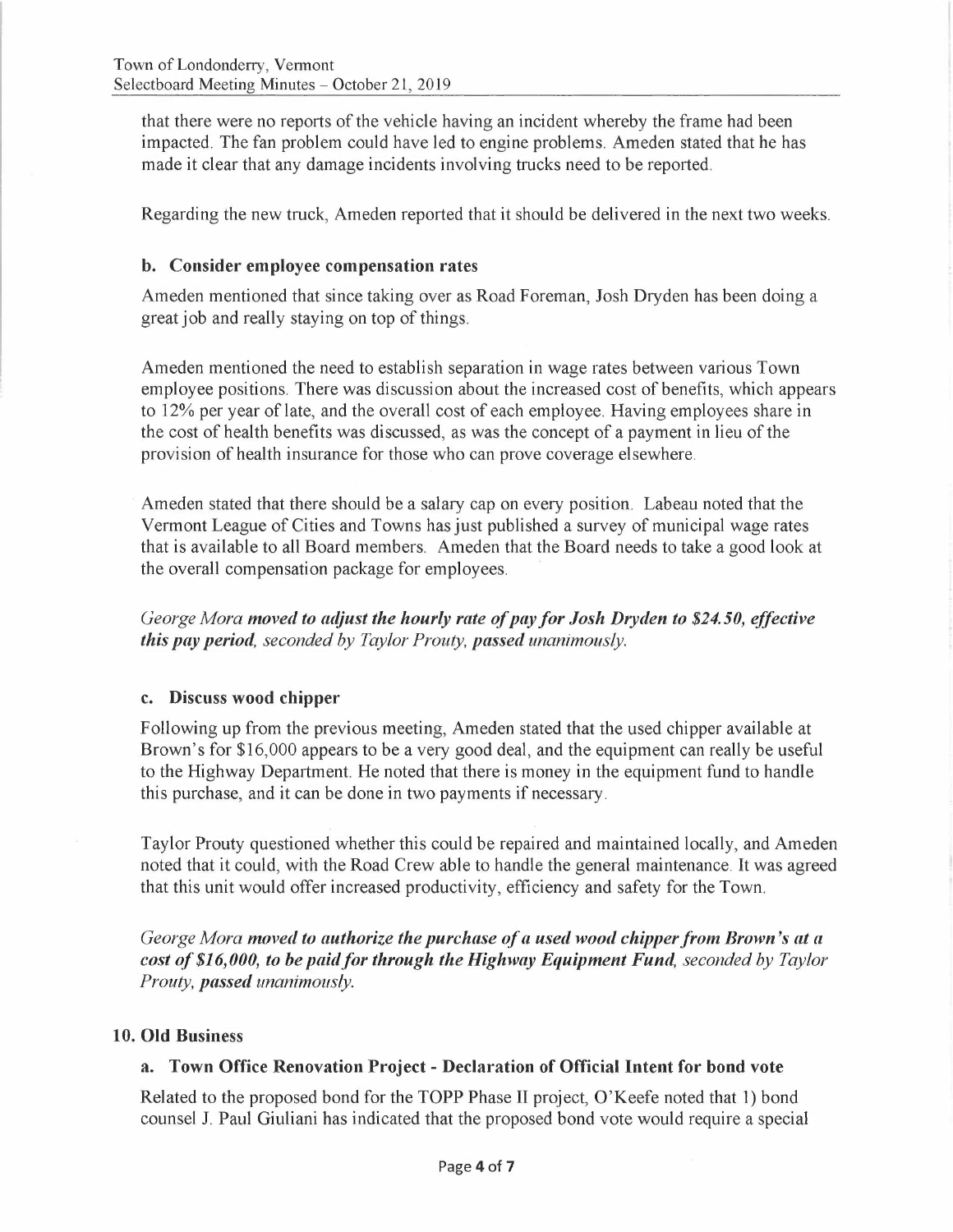that there were no reports of the vehicle having an incident whereby the frame had been impacted. The fan problem could have led to engine problems. Ameden stated that he has made it clear that any damage incidents involving trucks need to be reported.

Regarding the new truck, Ameden reported that it should be delivered in the next two weeks.

### b. Consider employee compensation rates

Ameden mentioned that since taking over as Road Foreman, Josh Dryden has been doing a great job and really staying on top of things.

Ameden mentioned the need to establish separation in wage rates between various Town employee positions. There was discussion about the increased cost of benefits, which appears to 12% per year of late, and the overall cost of each employee. Having employees share in the cost of health benefits was discussed, as was the concept of a payment in lieu of the provision of health insurance for those who can prove coverage elsewhere.

Ameden stated that there should be a salary cap on every position. Labeau noted that the Vermont League of Cities and Towns has just published a survey of municipal wage rates that is available to all Board members. Ameden that the Board needs to take a good look at the overall compensation package for employees.

*George Mora* ***moved to adjust the hourly rate of pay for Josh Dryden to $24.50, effective this pay period****, seconded by Taylor Prouty,* ***passed*** *unanimously.*

### c. Discuss wood chipper

Following up from the previous meeting, Ameden stated that the used chipper available at Brown's for $16,000 appears to be a very good deal, and the equipment can really be useful to the Highway Department. He noted that there is money in the equipment fund to handle this purchase, and it can be done in two payments if necessary.

Taylor Prouty questioned whether this could be repaired and maintained locally, and Ameden noted that it could, with the Road Crew able to handle the general maintenance. It was agreed that this unit would offer increased productivity, efficiency and safety for the Town.

*George Mora* ***moved to authorize the purchase of a used wood chipper from Brown's at a cost of $16,000, to be paid for through the Highway Equipment Fund****, seconded by Taylor Prouty,* ***passed*** *unanimously.*

## 10. Old Business

### a. Town Office Renovation Project - Declaration of Official Intent for bond vote

Related to the proposed bond for the TOPP Phase II project, O'Keefe noted that 1) bond counsel J. Paul Giuliani has indicated that the proposed bond vote would require a special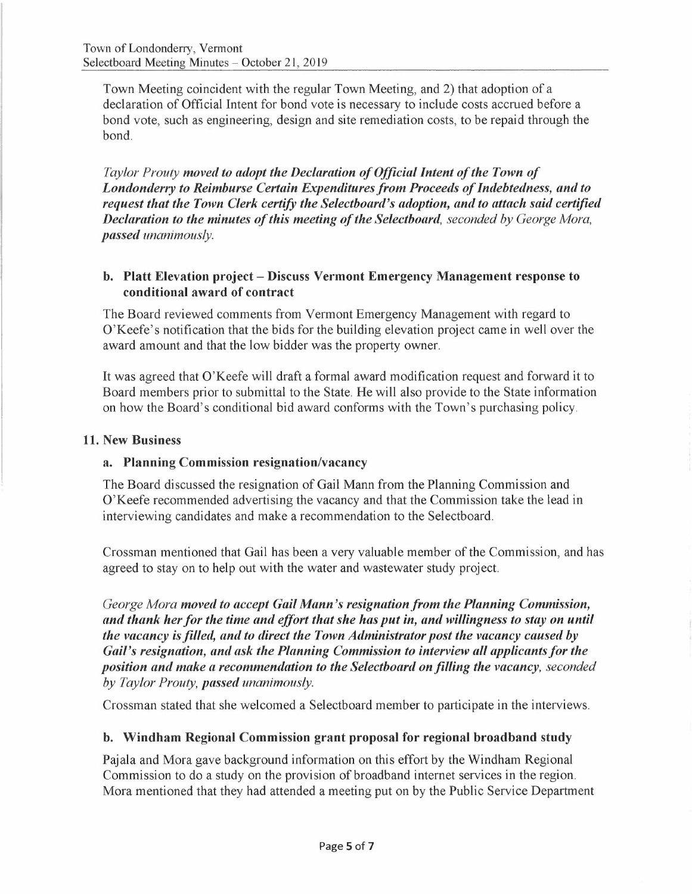Town Meeting coincident with the regular Town Meeting, and 2) that adoption of a declaration of Official Intent for bond vote is necessary to include costs accrued before a bond vote, such as engineering, design and site remediation costs, to be repaid through the bond.

*Taylor Prouty* ***moved to adopt the Declaration of Official Intent of the Town of Londonderry to Reimburse Certain Expenditures from Proceeds of Indebtedness, and to request that the Town Clerk certify the Selectboard's adoption, and to attach said certified Declaration to the minutes of this meeting of the Selectboard****, seconded by George Mora,* ***passed*** *unanimously.*

### b. Platt Elevation project – Discuss Vermont Emergency Management response to conditional award of contract

The Board reviewed comments from Vermont Emergency Management with regard to O'Keefe's notification that the bids for the building elevation project came in well over the award amount and that the low bidder was the property owner.

It was agreed that O'Keefe will draft a formal award modification request and forward it to Board members prior to submittal to the State. He will also provide to the State information on how the Board's conditional bid award conforms with the Town's purchasing policy.

## 11. New Business

### a. Planning Commission resignation/vacancy

The Board discussed the resignation of Gail Mann from the Planning Commission and O'Keefe recommended advertising the vacancy and that the Commission take the lead in interviewing candidates and make a recommendation to the Selectboard.

Crossman mentioned that Gail has been a very valuable member of the Commission, and has agreed to stay on to help out with the water and wastewater study project.

*George Mora* ***moved to accept Gail Mann's resignation from the Planning Commission, and thank her for the time and effort that she has put in, and willingness to stay on until the vacancy is filled, and to direct the Town Administrator post the vacancy caused by Gail's resignation, and ask the Planning Commission to interview all applicants for the position and make a recommendation to the Selectboard on filling the vacancy****, seconded by Taylor Prouty,* ***passed*** *unanimously.*

Crossman stated that she welcomed a Selectboard member to participate in the interviews.

### b. Windham Regional Commission grant proposal for regional broadband study

Pajala and Mora gave background information on this effort by the Windham Regional Commission to do a study on the provision of broadband internet services in the region. Mora mentioned that they had attended a meeting put on by the Public Service Department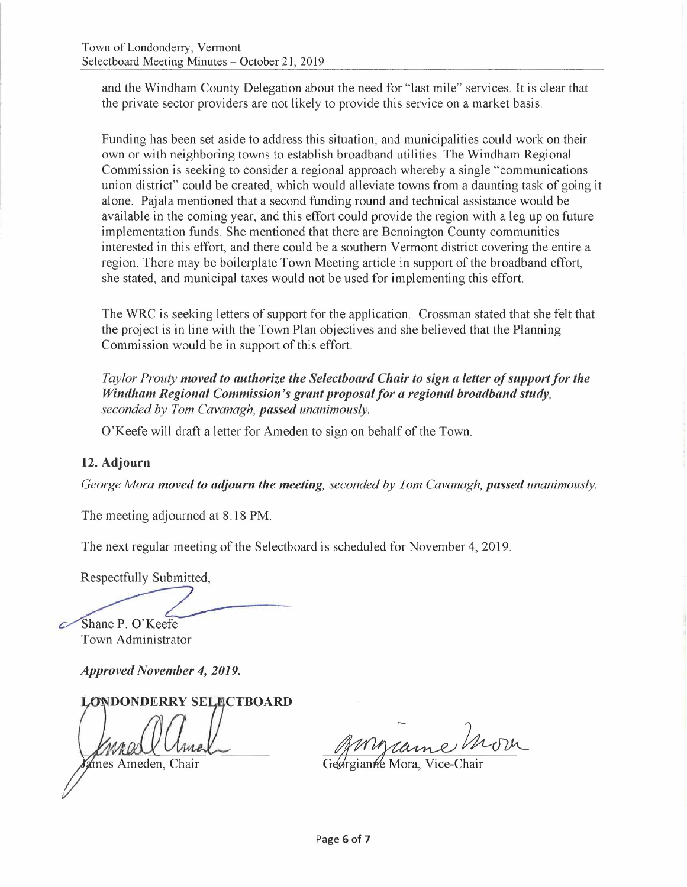and the Windham County Delegation about the need for "last mile" services. It is clear that the private sector providers are not likely to provide this service on a market basis.

Funding has been set aside to address this situation, and municipalities could work on their own or with neighboring towns to establish broadband utilities. The Windham Regional Commission is seeking to consider a regional approach whereby a single "communications union district" could be created, which would alleviate towns from a daunting task of going it alone. Pajala mentioned that a second funding round and technical assistance would be available in the coming year, and this effort could provide the region with a leg up on future implementation funds. She mentioned that there are Bennington County communities interested in this effort, and there could be a southern Vermont district covering the entire a region. There may be boilerplate Town Meeting article in support of the broadband effort, she stated, and municipal taxes would not be used for implementing this effort.

The WRC is seeking letters of support for the application. Crossman stated that she felt that the project is in line with the Town Plan objectives and she believed that the Planning Commission would be in support of this effort.

*Taylor Prouty **moved to authorize the Selectboard Chair to sign a letter of support for the Windham Regional Commission's grant proposal for a regional broadband study**, seconded by Tom Cavanagh, **passed** unanimously.*

O'Keefe will draft a letter for Ameden to sign on behalf of the Town.

### 12. Adjourn

*George Mora **moved to adjourn the meeting**, seconded by Tom Cavanagh, **passed** unanimously.*

The meeting adjourned at 8:18 PM.

The next regular meeting of the Selectboard is scheduled for November 4, 2019.

Respectfully Submitted,

Shane P. O'Keefe
Town Administrator

***Approved November 4, 2019.***

**LONDONDERRY SELECTBOARD**

James Ameden, Chair

Georgianne Mora, Vice-Chair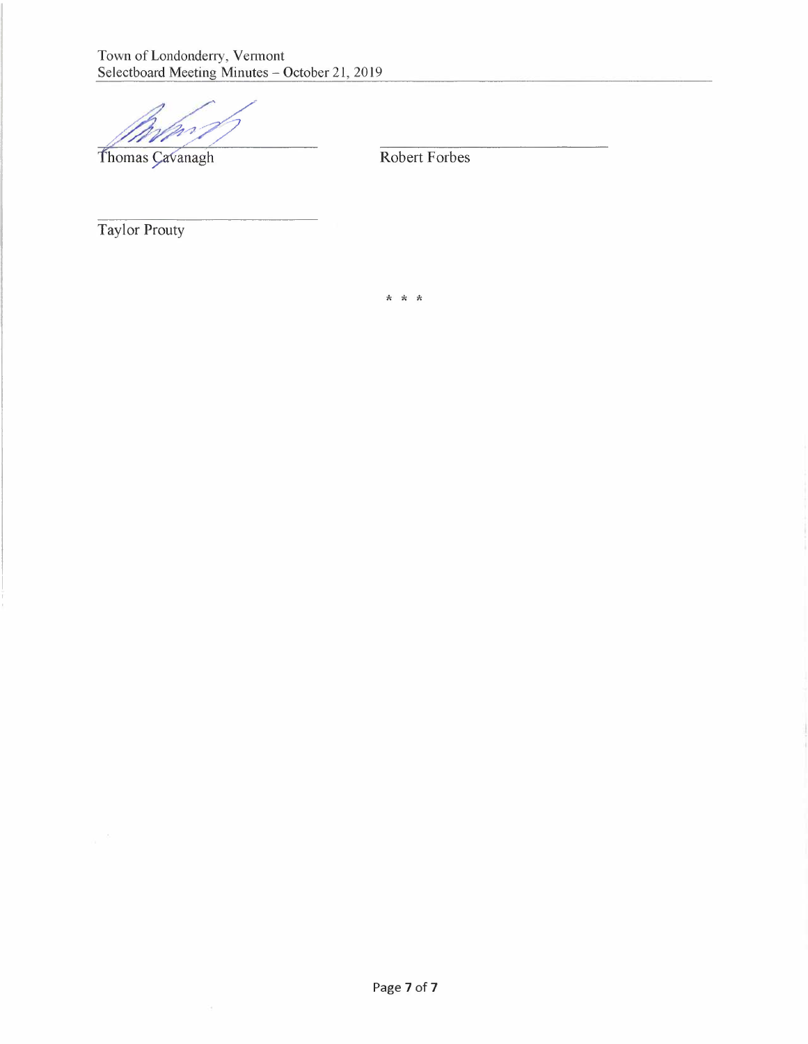Thomas Cavanagh

Robert Forbes

Taylor Prouty

\* \* \*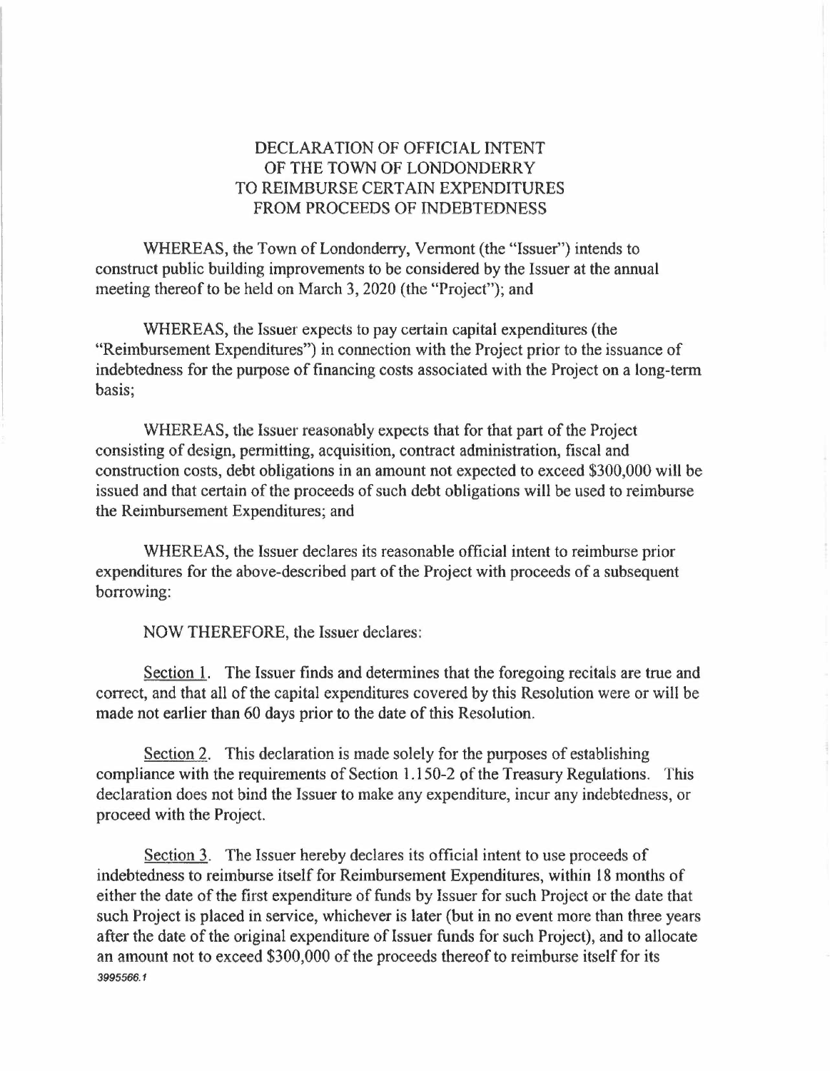# DECLARATION OF OFFICIAL INTENT OF THE TOWN OF LONDONDERRY TO REIMBURSE CERTAIN EXPENDITURES FROM PROCEEDS OF INDEBTEDNESS

WHEREAS, the Town of Londonderry, Vermont (the "Issuer") intends to construct public building improvements to be considered by the Issuer at the annual meeting thereof to be held on March 3, 2020 (the "Project"); and

WHEREAS, the Issuer expects to pay certain capital expenditures (the "Reimbursement Expenditures") in connection with the Project prior to the issuance of indebtedness for the purpose of financing costs associated with the Project on a long-term basis;

WHEREAS, the Issuer reasonably expects that for that part of the Project consisting of design, permitting, acquisition, contract administration, fiscal and construction costs, debt obligations in an amount not expected to exceed $300,000 will be issued and that certain of the proceeds of such debt obligations will be used to reimburse the Reimbursement Expenditures; and

WHEREAS, the Issuer declares its reasonable official intent to reimburse prior expenditures for the above-described part of the Project with proceeds of a subsequent borrowing:

NOW THEREFORE, the Issuer declares:

Section 1. The Issuer finds and determines that the foregoing recitals are true and correct, and that all of the capital expenditures covered by this Resolution were or will be made not earlier than 60 days prior to the date of this Resolution.

Section 2. This declaration is made solely for the purposes of establishing compliance with the requirements of Section 1.150-2 of the Treasury Regulations. This declaration does not bind the Issuer to make any expenditure, incur any indebtedness, or proceed with the Project.

Section 3. The Issuer hereby declares its official intent to use proceeds of indebtedness to reimburse itself for Reimbursement Expenditures, within 18 months of either the date of the first expenditure of funds by Issuer for such Project or the date that such Project is placed in service, whichever is later (but in no event more than three years after the date of the original expenditure of Issuer funds for such Project), and to allocate an amount not to exceed $300,000 of the proceeds thereof to reimburse itself for its

3995566.1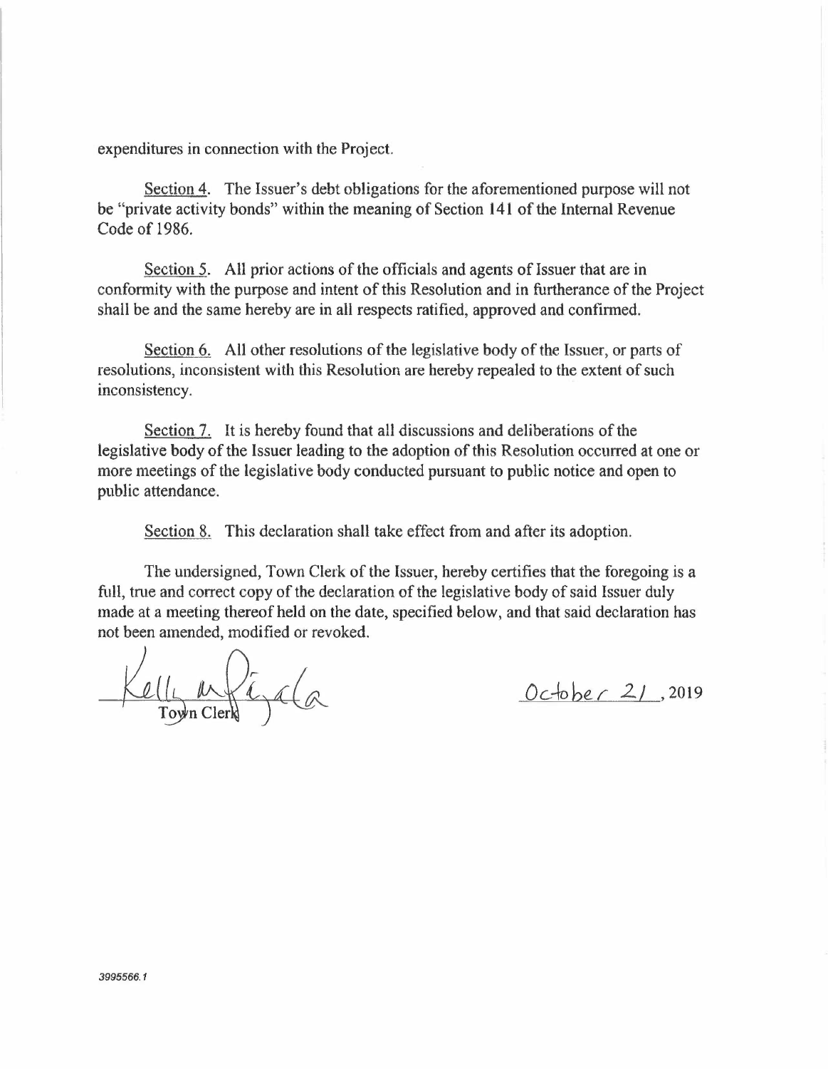expenditures in connection with the Project.

Section 4. The Issuer's debt obligations for the aforementioned purpose will not be "private activity bonds" within the meaning of Section 141 of the Internal Revenue Code of 1986.

Section 5. All prior actions of the officials and agents of Issuer that are in conformity with the purpose and intent of this Resolution and in furtherance of the Project shall be and the same hereby are in all respects ratified, approved and confirmed.

Section 6. All other resolutions of the legislative body of the Issuer, or parts of resolutions, inconsistent with this Resolution are hereby repealed to the extent of such inconsistency.

Section 7. It is hereby found that all discussions and deliberations of the legislative body of the Issuer leading to the adoption of this Resolution occurred at one or more meetings of the legislative body conducted pursuant to public notice and open to public attendance.

Section 8. This declaration shall take effect from and after its adoption.

The undersigned, Town Clerk of the Issuer, hereby certifies that the foregoing is a full, true and correct copy of the declaration of the legislative body of said Issuer duly made at a meeting thereof held on the date, specified below, and that said declaration has not been amended, modified or revoked.

Kelly M. Pigala
Town Clerk

October 21, 2019

3995566.1